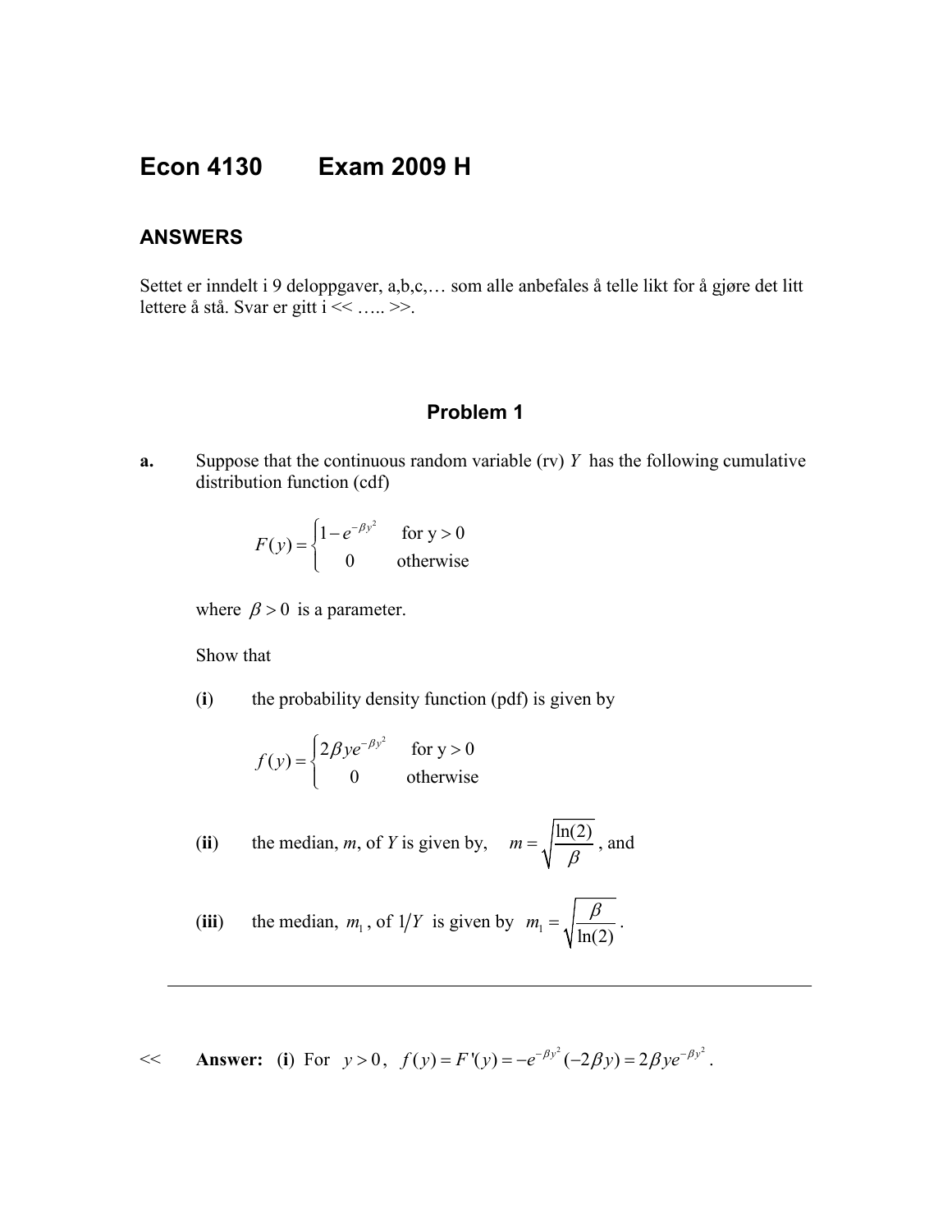# Econ 4130 Exam 2009 H

## ANSWERS

Settet er inndelt i 9 deloppgaver, a,b,c,… som alle anbefales å telle likt for å gjøre det litt lettere å stå. Svar er gitt i << ….. >>.

### Problem 1

**a.** Suppose that the continuous random variable (rv) $Y$ has the following cumulative distribution function (cdf)

$$F(y) = \begin{cases} 1 - e^{-\beta y^2} & \text{for y} > 0 \\ 0 & \text{otherwise} \end{cases}$$

where $\beta > 0$ is a parameter.

Show that

(**i**) the probability density function (pdf) is given by

$$f(y) = \begin{cases} 2\beta y e^{-\beta y^2} & \text{for y} > 0 \\ 0 & \text{otherwise} \end{cases}$$

(**ii**) the median, $m$, of $Y$ is given by, $m = \sqrt{\dfrac{\ln(2)}{\beta}}$, and

(**iii**) the median, $m_1$, of $1/Y$ is given by $m_1 = \sqrt{\dfrac{\beta}{\ln(2)}}$.

---

<< **Answer:** (**i**) For $y > 0$, $f(y) = F'(y) = -e^{-\beta y^2}(-2\beta y) = 2\beta y e^{-\beta y^2}$.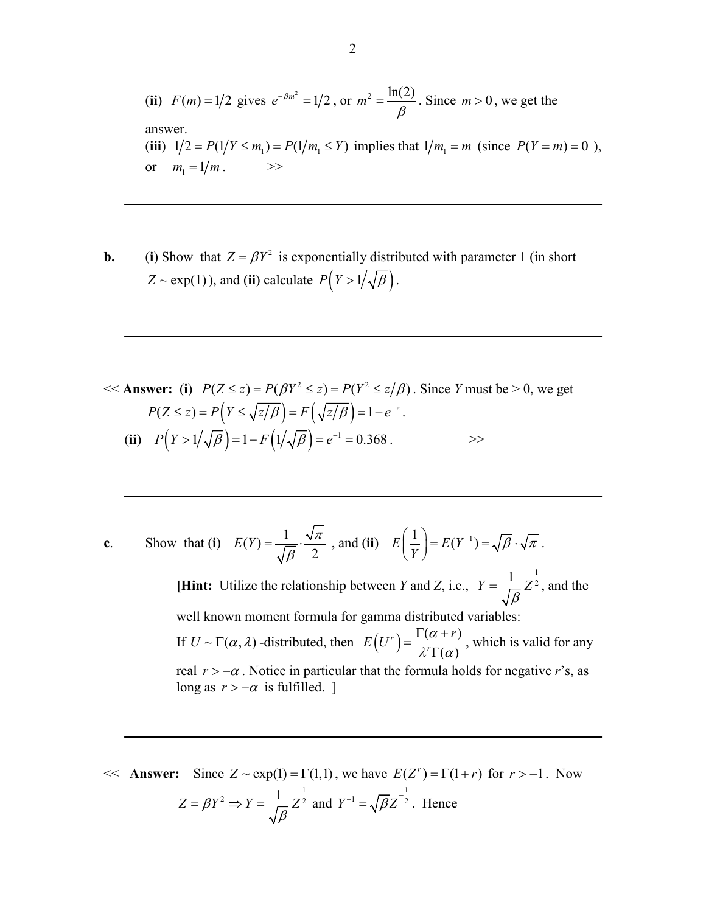(**ii**) $F(m) = 1/2$ gives $e^{-\beta m^2} = 1/2$, or $m^2 = \dfrac{\ln(2)}{\beta}$. Since $m > 0$, we get the answer.

(**iii**) $1/2 = P(1/Y \leq m_1) = P(1/m_1 \leq Y)$ implies that $1/m_1 = m$ (since $P(Y = m) = 0$ ), or $m_1 = 1/m$. >>

---

**b.** (**i**) Show that $Z = \beta Y^2$ is exponentially distributed with parameter 1 (in short $Z \sim \exp(1)$), and (**ii**) calculate $P\left(Y > 1/\sqrt{\beta}\right)$.

---

<< **Answer:** (**i**) $P(Z \leq z) = P(\beta Y^2 \leq z) = P(Y^2 \leq z/\beta)$. Since *Y* must be > 0, we get

$P(Z \leq z) = P\left(Y \leq \sqrt{z/\beta}\right) = F\left(\sqrt{z/\beta}\right) = 1 - e^{-z}$.

(**ii**) $P\left(Y > 1/\sqrt{\beta}\right) = 1 - F\left(1/\sqrt{\beta}\right) = e^{-1} = 0.368$. >>

---

**c.** Show that (**i**) $E(Y) = \dfrac{1}{\sqrt{\beta}} \cdot \dfrac{\sqrt{\pi}}{2}$, and (**ii**) $E\left(\dfrac{1}{Y}\right) = E(Y^{-1}) = \sqrt{\beta} \cdot \sqrt{\pi}$.

**[Hint:** Utilize the relationship between *Y* and *Z*, i.e., $Y = \dfrac{1}{\sqrt{\beta}} Z^{\frac{1}{2}}$, and the well known moment formula for gamma distributed variables:
If $U \sim \Gamma(\alpha, \lambda)$ -distributed, then $E\left(U^r\right) = \dfrac{\Gamma(\alpha + r)}{\lambda^r \Gamma(\alpha)}$, which is valid for any real $r > -\alpha$. Notice in particular that the formula holds for negative *r*'s, as long as $r > -\alpha$ is fulfilled. ]

---

<< **Answer:** Since $Z \sim \exp(1) = \Gamma(1,1)$, we have $E(Z^r) = \Gamma(1 + r)$ for $r > -1$. Now

$Z = \beta Y^2 \Rightarrow Y = \dfrac{1}{\sqrt{\beta}} Z^{\frac{1}{2}}$ and $Y^{-1} = \sqrt{\beta} Z^{-\frac{1}{2}}$. Hence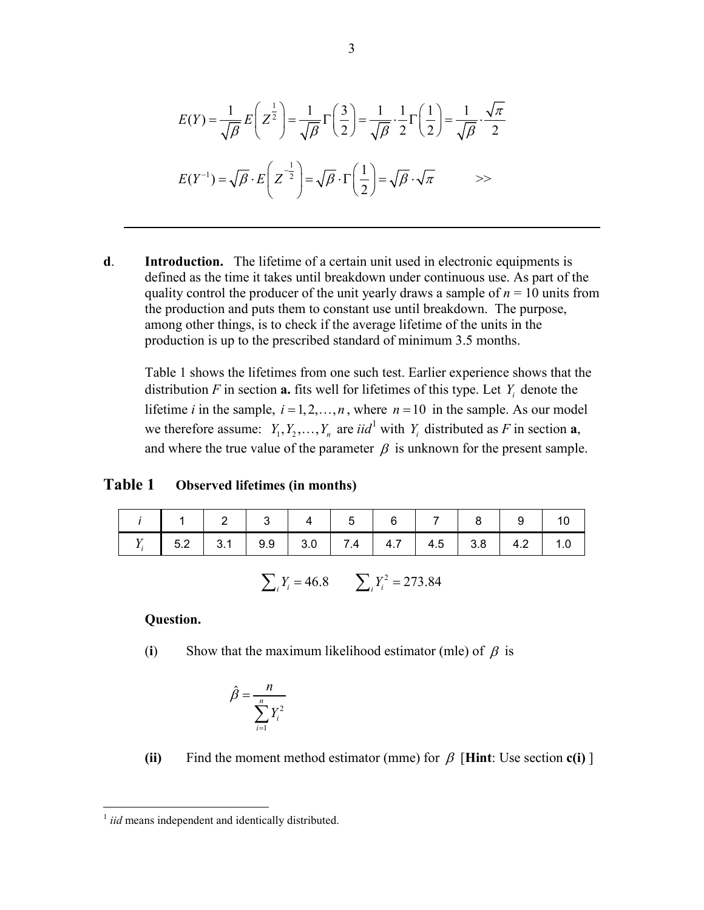$$E(Y) = \frac{1}{\sqrt{\beta}} E\left(Z^{\frac{1}{2}}\right) = \frac{1}{\sqrt{\beta}} \Gamma\left(\frac{3}{2}\right) = \frac{1}{\sqrt{\beta}} \cdot \frac{1}{2} \Gamma\left(\frac{1}{2}\right) = \frac{1}{\sqrt{\beta}} \cdot \frac{\sqrt{\pi}}{2}$$

$$E(Y^{-1}) = \sqrt{\beta} \cdot E\left(Z^{-\frac{1}{2}}\right) = \sqrt{\beta} \cdot \Gamma\left(\frac{1}{2}\right) = \sqrt{\beta} \cdot \sqrt{\pi} \qquad >>$$

---

**d**. **Introduction.** The lifetime of a certain unit used in electronic equipments is defined as the time it takes until breakdown under continuous use. As part of the quality control the producer of the unit yearly draws a sample of $n = 10$ units from the production and puts them to constant use until breakdown. The purpose, among other things, is to check if the average lifetime of the units in the production is up to the prescribed standard of minimum 3.5 months.

Table 1 shows the lifetimes from one such test. Earlier experience shows that the distribution *F* in section **a.** fits well for lifetimes of this type. Let $Y_i$ denote the lifetime *i* in the sample, $i = 1, 2, \ldots, n$, where $n = 10$ in the sample. As our model we therefore assume: $Y_1, Y_2, \ldots, Y_n$ are *iid*[1] with $Y_i$ distributed as *F* in section **a**, and where the true value of the parameter $\beta$ is unknown for the present sample.

**Table 1** **Observed lifetimes (in months)**

| $i$ | 1 | 2 | 3 | 4 | 5 | 6 | 7 | 8 | 9 | 10 |
|---|---|---|---|---|---|---|---|---|---|---|
| $Y_i$ | 5.2 | 3.1 | 9.9 | 3.0 | 7.4 | 4.7 | 4.5 | 3.8 | 4.2 | 1.0 |

$$\sum_i Y_i = 46.8 \qquad \sum_i Y_i^2 = 273.84$$

**Question.**

(**i**) Show that the maximum likelihood estimator (mle) of $\beta$ is

$$\hat{\beta} = \frac{n}{\sum_{i=1}^{n} Y_i^2}$$

**(ii)** Find the moment method estimator (mme) for $\beta$ [**Hint**: Use section **c(i)** ]

---

[1] *iid* means independent and identically distributed.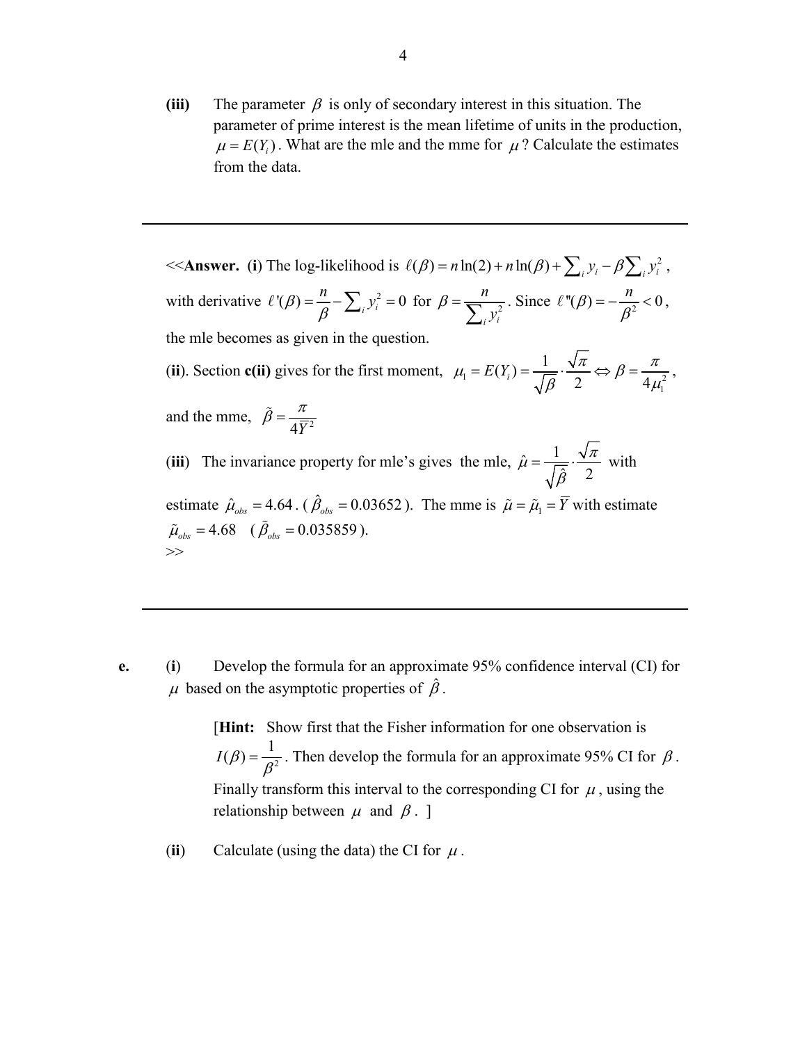**(iii)** The parameter $\beta$ is only of secondary interest in this situation. The parameter of prime interest is the mean lifetime of units in the production, $\mu = E(Y_i)$. What are the mle and the mme for $\mu$? Calculate the estimates from the data.

---

<<**Answer.** (**i**) The log-likelihood is $\ell(\beta) = n\ln(2) + n\ln(\beta) + \sum_i y_i - \beta \sum_i y_i^2$, with derivative $\ell'(\beta) = \frac{n}{\beta} - \sum_i y_i^2 = 0$ for $\beta = \frac{n}{\sum_i y_i^2}$. Since $\ell''(\beta) = -\frac{n}{\beta^2} < 0$, the mle becomes as given in the question.

(**ii**). Section **c(ii)** gives for the first moment, $\mu_1 = E(Y_i) = \frac{1}{\sqrt{\beta}} \cdot \frac{\sqrt{\pi}}{2} \Leftrightarrow \beta = \frac{\pi}{4\mu_1^2}$, and the mme, $\tilde{\beta} = \frac{\pi}{4\overline{Y}^2}$

(**iii**) The invariance property for mle's gives the mle, $\hat{\mu} = \frac{1}{\sqrt{\hat{\beta}}} \cdot \frac{\sqrt{\pi}}{2}$ with estimate $\hat{\mu}_{obs} = 4.64$. ($\hat{\beta}_{obs} = 0.03652$). The mme is $\tilde{\mu} = \tilde{\mu}_1 = \overline{Y}$ with estimate $\tilde{\mu}_{obs} = 4.68$ ($\tilde{\beta}_{obs} = 0.035859$).
>>

---

**e.** (**i**) Develop the formula for an approximate 95% confidence interval (CI) for $\mu$ based on the asymptotic properties of $\hat{\beta}$.

[**Hint:** Show first that the Fisher information for one observation is $I(\beta) = \frac{1}{\beta^2}$. Then develop the formula for an approximate 95% CI for $\beta$. Finally transform this interval to the corresponding CI for $\mu$, using the relationship between $\mu$ and $\beta$. ]

(**ii**) Calculate (using the data) the CI for $\mu$.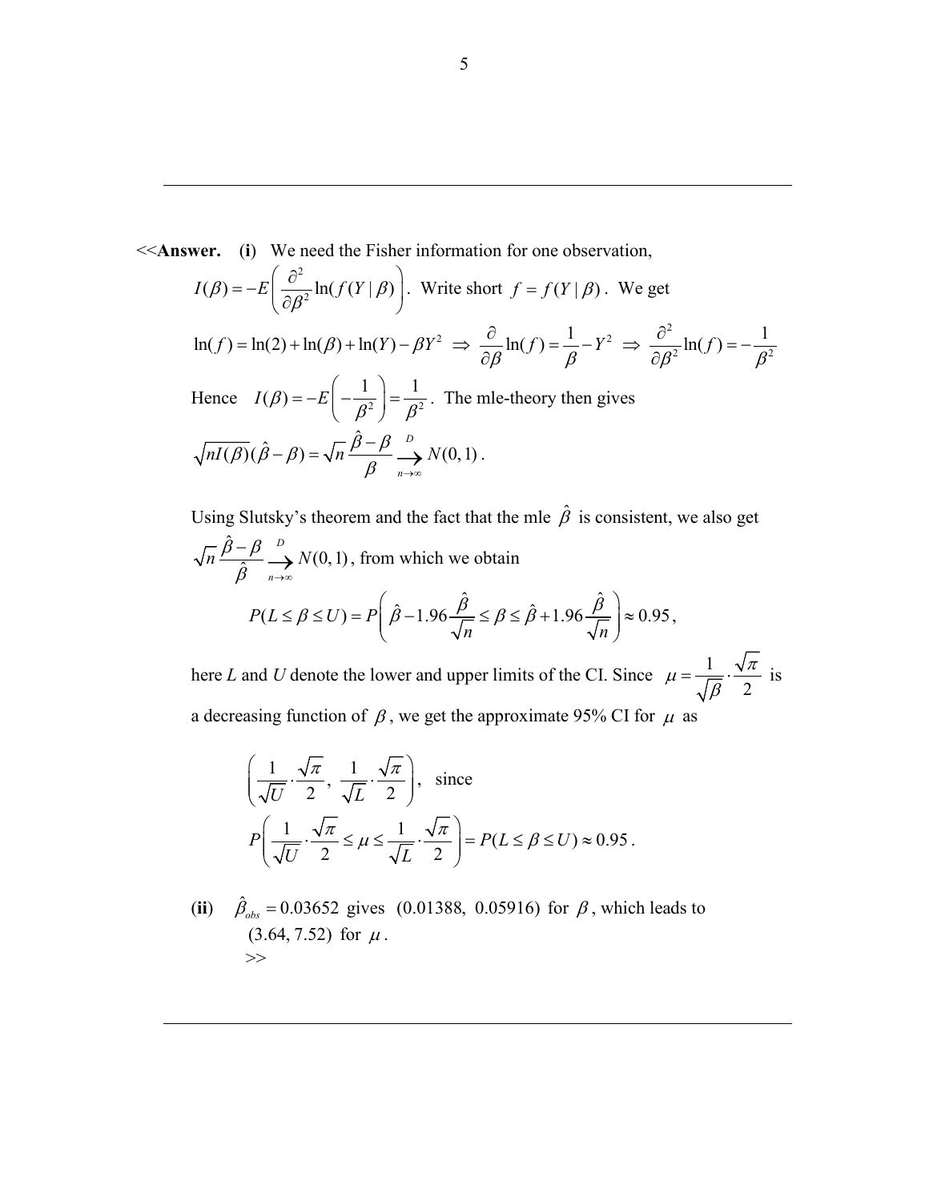<<**Answer.** (**i**) We need the Fisher information for one observation, $I(\beta) = -E\left(\frac{\partial^2}{\partial \beta^2}\ln(f(Y\,|\,\beta))\right)$. Write short $f = f(Y\,|\,\beta)$. We get

$$\ln(f) = \ln(2) + \ln(\beta) + \ln(Y) - \beta Y^2 \;\Rightarrow\; \frac{\partial}{\partial \beta}\ln(f) = \frac{1}{\beta} - Y^2 \;\Rightarrow\; \frac{\partial^2}{\partial \beta^2}\ln(f) = -\frac{1}{\beta^2}$$

Hence $I(\beta) = -E\left(-\frac{1}{\beta^2}\right) = \frac{1}{\beta^2}$. The mle-theory then gives

$$\sqrt{nI(\beta)}(\hat{\beta} - \beta) = \sqrt{n}\,\frac{\hat{\beta} - \beta}{\beta} \xrightarrow[n\to\infty]{D} N(0,1).$$

Using Slutsky's theorem and the fact that the mle $\hat{\beta}$ is consistent, we also get $\sqrt{n}\,\frac{\hat{\beta} - \beta}{\hat{\beta}} \xrightarrow[n\to\infty]{D} N(0,1)$, from which we obtain

$$P(L \le \beta \le U) = P\left(\hat{\beta} - 1.96\frac{\hat{\beta}}{\sqrt{n}} \le \beta \le \hat{\beta} + 1.96\frac{\hat{\beta}}{\sqrt{n}}\right) \approx 0.95,$$

here *L* and *U* denote the lower and upper limits of the CI. Since $\mu = \frac{1}{\sqrt{\beta}} \cdot \frac{\sqrt{\pi}}{2}$ is a decreasing function of $\beta$, we get the approximate 95% CI for $\mu$ as

$$\left(\frac{1}{\sqrt{U}} \cdot \frac{\sqrt{\pi}}{2},\; \frac{1}{\sqrt{L}} \cdot \frac{\sqrt{\pi}}{2}\right), \text{ since}$$

$$P\left(\frac{1}{\sqrt{U}} \cdot \frac{\sqrt{\pi}}{2} \le \mu \le \frac{1}{\sqrt{L}} \cdot \frac{\sqrt{\pi}}{2}\right) = P(L \le \beta \le U) \approx 0.95.$$

(**ii**) $\hat{\beta}_{obs} = 0.03652$ gives $(0.01388,\ 0.05916)$ for $\beta$, which leads to $(3.64, 7.52)$ for $\mu$.
>>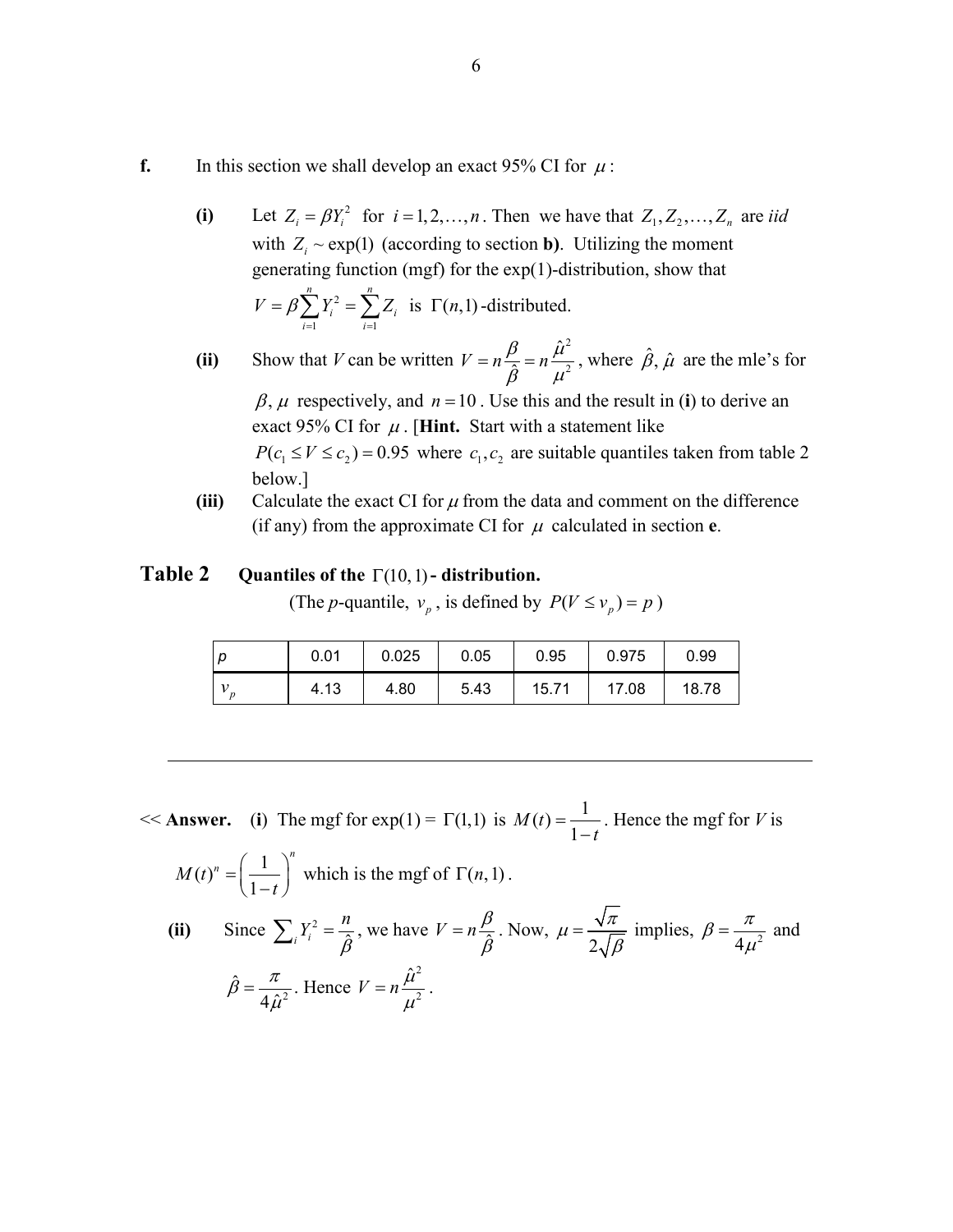**f.** In this section we shall develop an exact 95% CI for $\mu$ :

**(i)** Let $Z_i = \beta Y_i^2$ for $i = 1, 2, \ldots, n$. Then we have that $Z_1, Z_2, \ldots, Z_n$ are *iid* with $Z_i \sim \exp(1)$ (according to section **b)**. Utilizing the moment generating function (mgf) for the exp(1)-distribution, show that $V = \beta \sum_{i=1}^{n} Y_i^2 = \sum_{i=1}^{n} Z_i$ is $\Gamma(n,1)$-distributed.

**(ii)** Show that *V* can be written $V = n\dfrac{\beta}{\hat{\beta}} = n\dfrac{\hat{\mu}^2}{\mu^2}$, where $\hat{\beta}, \hat{\mu}$ are the mle's for $\beta, \mu$ respectively, and $n = 10$. Use this and the result in (**i**) to derive an exact 95% CI for $\mu$. [**Hint.** Start with a statement like $P(c_1 \leq V \leq c_2) = 0.95$ where $c_1, c_2$ are suitable quantiles taken from table 2 below.]

**(iii)** Calculate the exact CI for $\mu$ from the data and comment on the difference (if any) from the approximate CI for $\mu$ calculated in section **e**.

**Table 2** **Quantiles of the $\Gamma(10,1)$ - distribution.**
(The *p*-quantile, $v_p$, is defined by $P(V \leq v_p) = p$ )

| $p$ | 0.01 | 0.025 | 0.05 | 0.95 | 0.975 | 0.99 |
|---|---|---|---|---|---|---|
| $v_p$ | 4.13 | 4.80 | 5.43 | 15.71 | 17.08 | 18.78 |

---

<< **Answer.** (**i**) The mgf for exp(1) = $\Gamma(1,1)$ is $M(t) = \dfrac{1}{1-t}$. Hence the mgf for *V* is $M(t)^n = \left(\dfrac{1}{1-t}\right)^n$ which is the mgf of $\Gamma(n,1)$.

**(ii)** Since $\sum_i Y_i^2 = \dfrac{n}{\hat{\beta}}$, we have $V = n\dfrac{\beta}{\hat{\beta}}$. Now, $\mu = \dfrac{\sqrt{\pi}}{2\sqrt{\beta}}$ implies, $\beta = \dfrac{\pi}{4\mu^2}$ and $\hat{\beta} = \dfrac{\pi}{4\hat{\mu}^2}$. Hence $V = n\dfrac{\hat{\mu}^2}{\mu^2}$.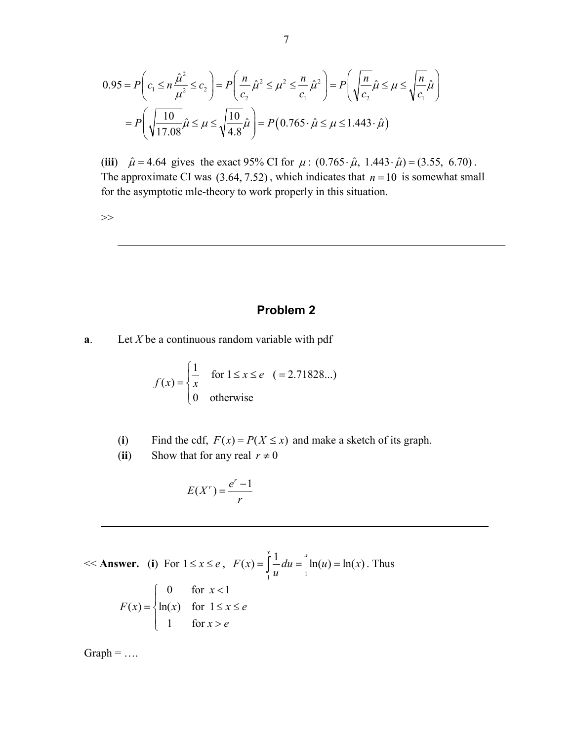$$0.95 = P\left(c_1 \le n\frac{\hat{\mu}^2}{\mu^2} \le c_2\right) = P\left(\frac{n}{c_2}\hat{\mu}^2 \le \mu^2 \le \frac{n}{c_1}\hat{\mu}^2\right) = P\left(\sqrt{\frac{n}{c_2}}\hat{\mu} \le \mu \le \sqrt{\frac{n}{c_1}}\hat{\mu}\right)$$

$$= P\left(\sqrt{\frac{10}{17.08}}\hat{\mu} \le \mu \le \sqrt{\frac{10}{4.8}}\hat{\mu}\right) = P\left(0.765 \cdot \hat{\mu} \le \mu \le 1.443 \cdot \hat{\mu}\right)$$

(**iii**) $\hat{\mu} = 4.64$ gives the exact 95% CI for $\mu$: $(0.765 \cdot \hat{\mu},\ 1.443 \cdot \hat{\mu}) = (3.55,\ 6.70)$. The approximate CI was $(3.64, 7.52)$, which indicates that $n = 10$ is somewhat small for the asymptotic mle-theory to work properly in this situation.

>>

---

## Problem 2

**a**. Let $X$ be a continuous random variable with pdf

$$f(x) = \begin{cases} \dfrac{1}{x} & \text{for } 1 \le x \le e \quad (= 2.71828...) \\ 0 & \text{otherwise} \end{cases}$$

(**i**) Find the cdf, $F(x) = P(X \le x)$ and make a sketch of its graph.

(**ii**) Show that for any real $r \ne 0$

$$E(X^r) = \frac{e^r - 1}{r}$$

---

<< **Answer.** (**i**) For $1 \le x \le e$, $F(x) = \int_1^x \frac{1}{u}du = \Big|_1^x \ln(u) = \ln(x)$. Thus

$$F(x) = \begin{cases} 0 & \text{for } x < 1 \\ \ln(x) & \text{for } 1 \le x \le e \\ 1 & \text{for } x > e \end{cases}$$

Graph = ….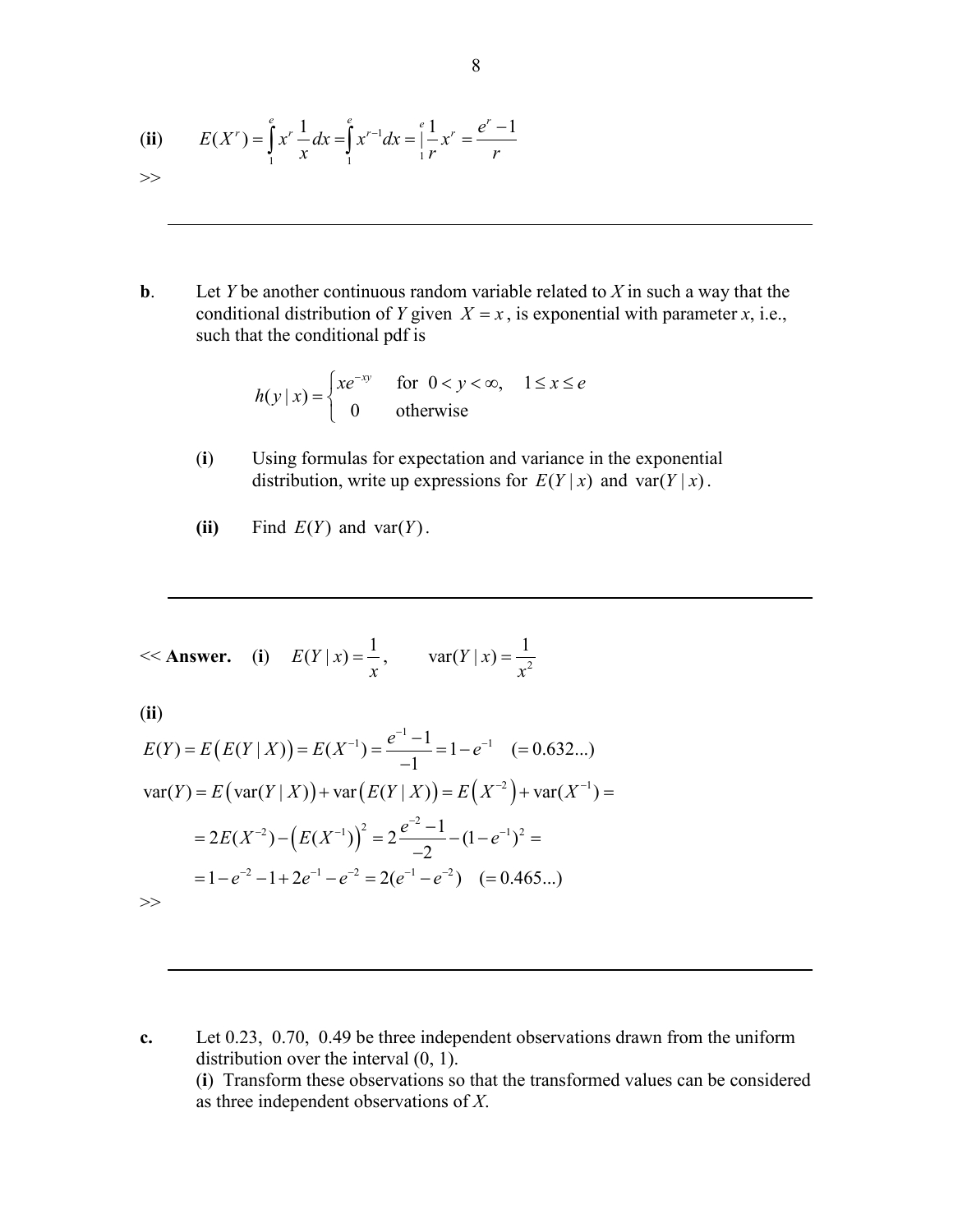**(ii)** $E(X^r) = \int_1^e x^r \frac{1}{x} dx = \int_1^e x^{r-1} dx = \Big|_1^e \frac{1}{r} x^r = \frac{e^r - 1}{r}$

>>

---

**b**. Let $Y$ be another continuous random variable related to $X$ in such a way that the conditional distribution of $Y$ given $X = x$, is exponential with parameter $x$, i.e., such that the conditional pdf is

$$h(y \mid x) = \begin{cases} xe^{-xy} & \text{for } 0 < y < \infty, \quad 1 \le x \le e \\ 0 & \text{otherwise} \end{cases}$$

(**i**) Using formulas for expectation and variance in the exponential distribution, write up expressions for $E(Y \mid x)$ and $\text{var}(Y \mid x)$.

**(ii)** Find $E(Y)$ and $\text{var}(Y)$.

---

<< **Answer.** (**i**) $E(Y \mid x) = \frac{1}{x}$, $\quad \text{var}(Y \mid x) = \frac{1}{x^2}$

**(ii)**

$$E(Y) = E\big(E(Y \mid X)\big) = E(X^{-1}) = \frac{e^{-1} - 1}{-1} = 1 - e^{-1} \quad (= 0.632...)$$

$$\text{var}(Y) = E\big(\text{var}(Y \mid X)\big) + \text{var}\big(E(Y \mid X)\big) = E\big(X^{-2}\big) + \text{var}(X^{-1}) =$$

$$= 2E(X^{-2}) - \big(E(X^{-1})\big)^2 = 2\frac{e^{-2} - 1}{-2} - (1 - e^{-1})^2 =$$

$$= 1 - e^{-2} - 1 + 2e^{-1} - e^{-2} = 2(e^{-1} - e^{-2}) \quad (= 0.465...)$$

>>

---

**c.** Let 0.23, 0.70, 0.49 be three independent observations drawn from the uniform distribution over the interval (0, 1).
(**i**) Transform these observations so that the transformed values can be considered as three independent observations of $X$.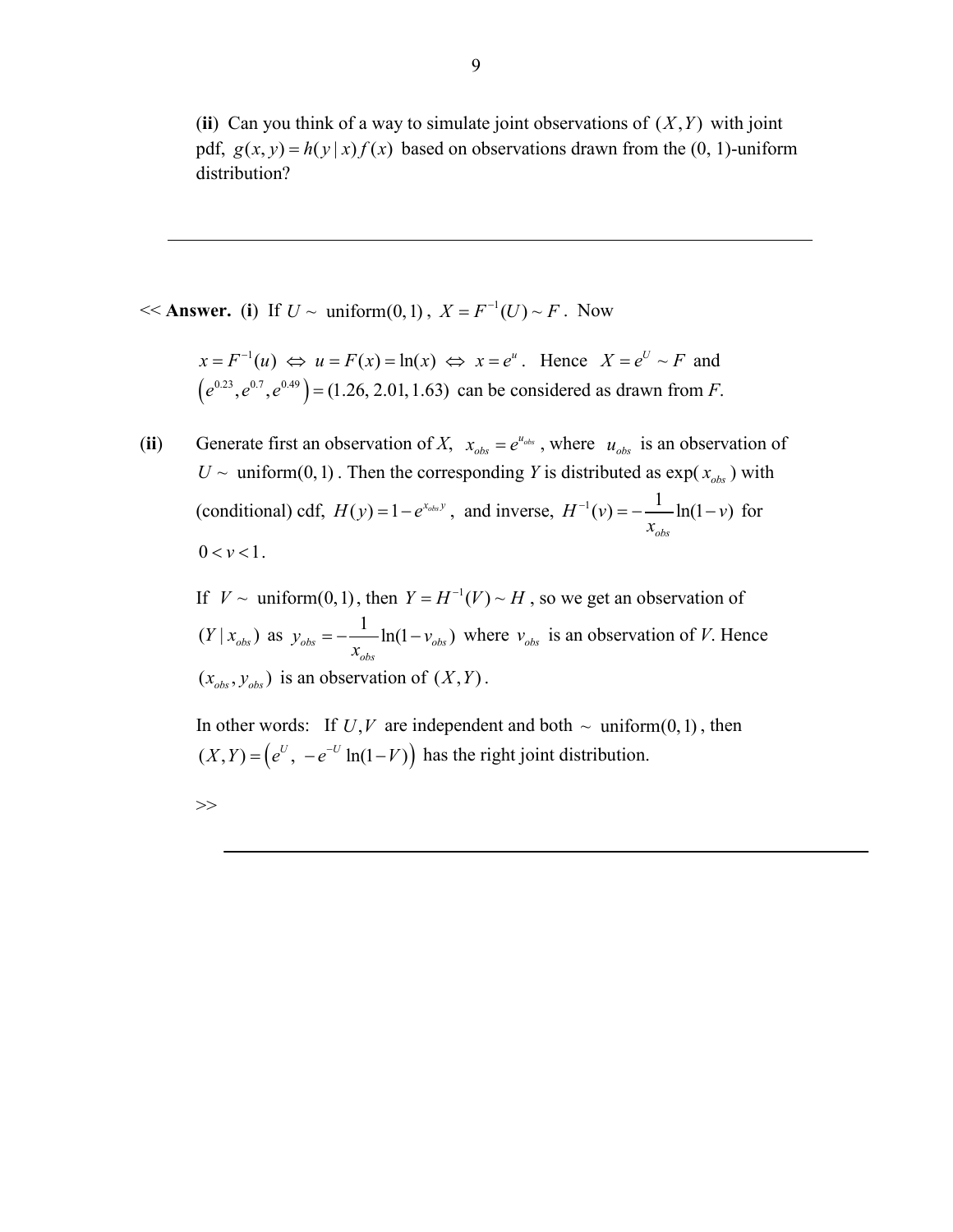(**ii**) Can you think of a way to simulate joint observations of $(X,Y)$ with joint pdf, $g(x,y) = h(y\,|\,x)f(x)$ based on observations drawn from the (0, 1)-uniform distribution?

---

<< **Answer.** (**i**) If $U \sim$ uniform$(0,1)$, $X = F^{-1}(U) \sim F$. Now

$x = F^{-1}(u) \Leftrightarrow u = F(x) = \ln(x) \Leftrightarrow x = e^u$. Hence $X = e^U \sim F$ and $\left(e^{0.23}, e^{0.7}, e^{0.49}\right) = (1.26, 2.01, 1.63)$ can be considered as drawn from *F*.

(**ii**) Generate first an observation of *X*, $x_{obs} = e^{u_{obs}}$, where $u_{obs}$ is an observation of $U \sim$ uniform$(0,1)$. Then the corresponding *Y* is distributed as exp($x_{obs}$) with (conditional) cdf, $H(y) = 1 - e^{x_{obs}y}$, and inverse, $H^{-1}(v) = -\dfrac{1}{x_{obs}}\ln(1-v)$ for $0 < v < 1$.

If $V \sim$ uniform$(0,1)$, then $Y = H^{-1}(V) \sim H$, so we get an observation of $(Y\,|\,x_{obs})$ as $y_{obs} = -\dfrac{1}{x_{obs}}\ln(1-v_{obs})$ where $v_{obs}$ is an observation of *V*. Hence $(x_{obs}, y_{obs})$ is an observation of $(X,Y)$.

In other words: If $U,V$ are independent and both $\sim$ uniform$(0,1)$, then $(X,Y) = \left(e^U,\ -e^{-U}\ln(1-V)\right)$ has the right joint distribution.

>>

---